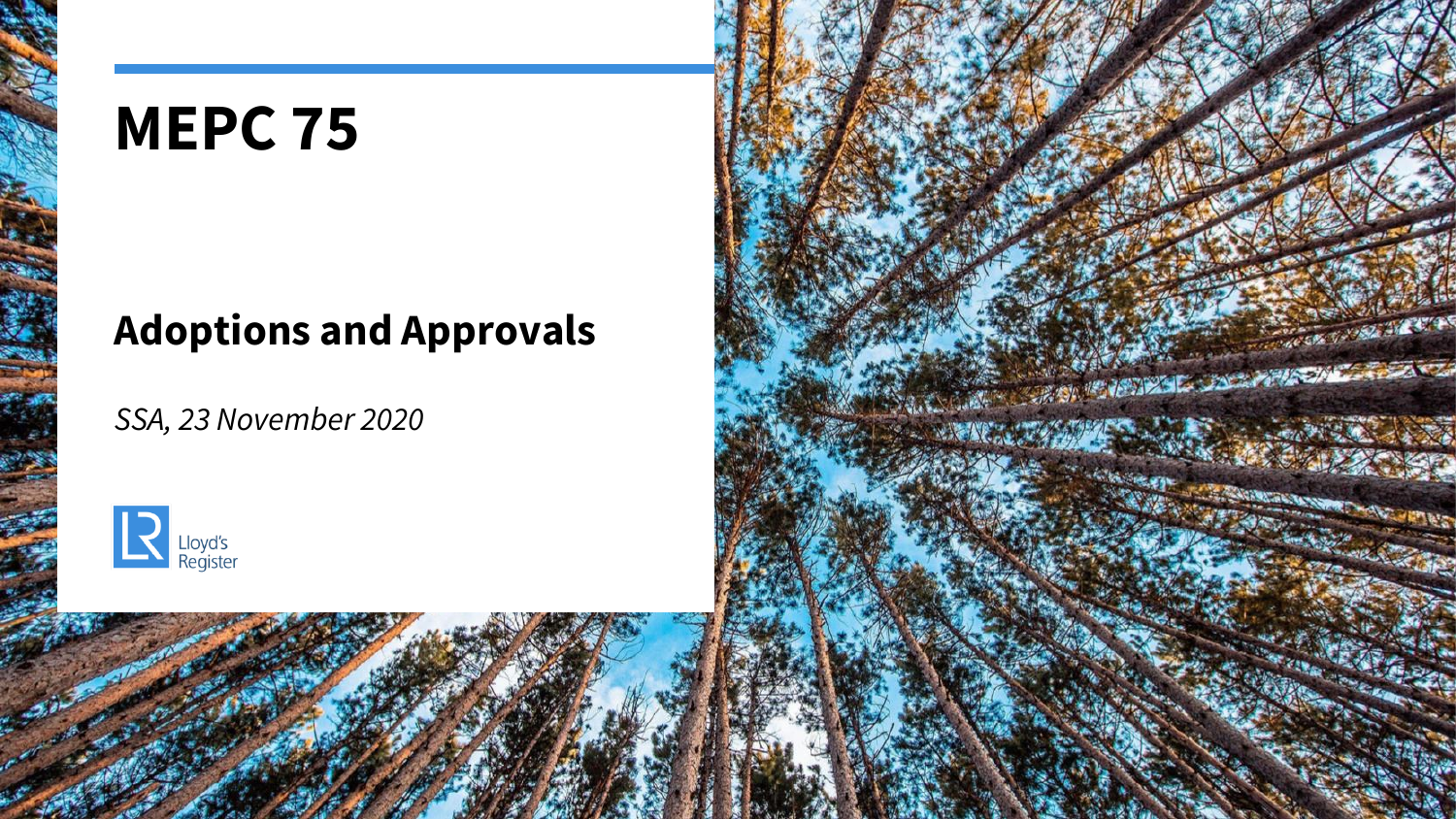# MEPC 75

## Adoptions and Approvals

*SSA, 23 November 2020*

Lloyd's Register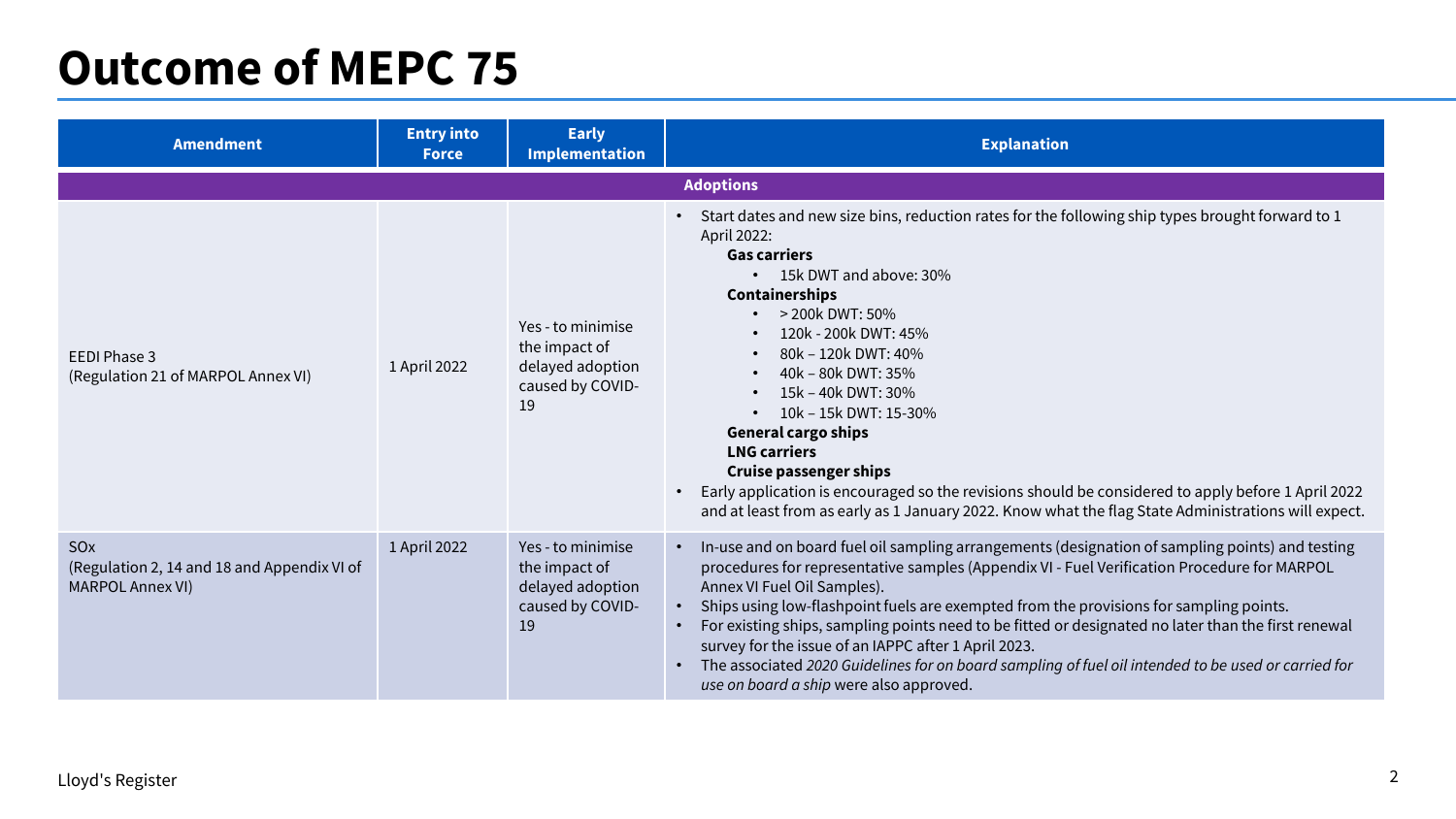# Outcome of MEPC 75

| Amendment | Entry into Force | Early Implementation | Explanation |
|---|---|---|---|
| **Adoptions** | | | |
| EEDI Phase 3 (Regulation 21 of MARPOL Annex VI) | 1 April 2022 | Yes - to minimise the impact of delayed adoption caused by COVID-19 | • Start dates and new size bins, reduction rates for the following ship types brought forward to 1 April 2022: **Gas carriers** • 15k DWT and above: 30% **Containerships** • > 200k DWT: 50% • 120k - 200k DWT: 45% • 80k – 120k DWT: 40% • 40k – 80k DWT: 35% • 15k – 40k DWT: 30% • 10k – 15k DWT: 15-30% **General cargo ships** **LNG carriers** **Cruise passenger ships** • Early application is encouraged so the revisions should be considered to apply before 1 April 2022 and at least from as early as 1 January 2022. Know what the flag State Administrations will expect. |
| SOx (Regulation 2, 14 and 18 and Appendix VI of MARPOL Annex VI) | 1 April 2022 | Yes - to minimise the impact of delayed adoption caused by COVID-19 | • In-use and on board fuel oil sampling arrangements (designation of sampling points) and testing procedures for representative samples (Appendix VI - Fuel Verification Procedure for MARPOL Annex VI Fuel Oil Samples). • Ships using low-flashpoint fuels are exempted from the provisions for sampling points. • For existing ships, sampling points need to be fitted or designated no later than the first renewal survey for the issue of an IAPPC after 1 April 2023. • The associated *2020 Guidelines for on board sampling of fuel oil intended to be used or carried for use on board a ship* were also approved. |

Lloyd's Register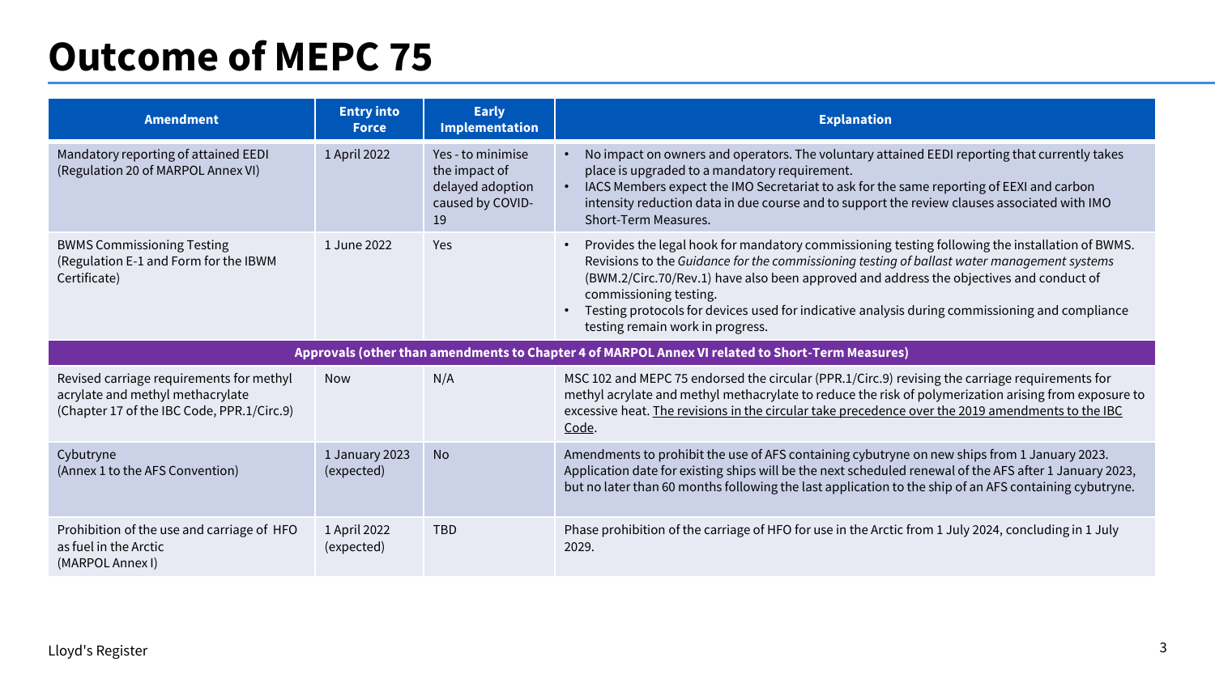# Outcome of MEPC 75

| Amendment | Entry into Force | Early Implementation | Explanation |
| --- | --- | --- | --- |
| Mandatory reporting of attained EEDI (Regulation 20 of MARPOL Annex VI) | 1 April 2022 | Yes - to minimise the impact of delayed adoption caused by COVID-19 | • No impact on owners and operators. The voluntary attained EEDI reporting that currently takes place is upgraded to a mandatory requirement.<br>• IACS Members expect the IMO Secretariat to ask for the same reporting of EEXI and carbon intensity reduction data in due course and to support the review clauses associated with IMO Short-Term Measures. |
| BWMS Commissioning Testing (Regulation E-1 and Form for the IBWM Certificate) | 1 June 2022 | Yes | • Provides the legal hook for mandatory commissioning testing following the installation of BWMS. Revisions to the *Guidance for the commissioning testing of ballast water management systems* (BWM.2/Circ.70/Rev.1) have also been approved and address the objectives and conduct of commissioning testing.<br>• Testing protocols for devices used for indicative analysis during commissioning and compliance testing remain work in progress. |
| **Approvals (other than amendments to Chapter 4 of MARPOL Annex VI related to Short-Term Measures)** | | | |
| Revised carriage requirements for methyl acrylate and methyl methacrylate (Chapter 17 of the IBC Code, PPR.1/Circ.9) | Now | N/A | MSC 102 and MEPC 75 endorsed the circular (PPR.1/Circ.9) revising the carriage requirements for methyl acrylate and methyl methacrylate to reduce the risk of polymerization arising from exposure to excessive heat. The revisions in the circular take precedence over the 2019 amendments to the IBC Code. |
| Cybutryne (Annex 1 to the AFS Convention) | 1 January 2023 (expected) | No | Amendments to prohibit the use of AFS containing cybutryne on new ships from 1 January 2023. Application date for existing ships will be the next scheduled renewal of the AFS after 1 January 2023, but no later than 60 months following the last application to the ship of an AFS containing cybutryne. |
| Prohibition of the use and carriage of HFO as fuel in the Arctic (MARPOL Annex I) | 1 April 2022 (expected) | TBD | Phase prohibition of the carriage of HFO for use in the Arctic from 1 July 2024, concluding in 1 July 2029. |

Lloyd's Register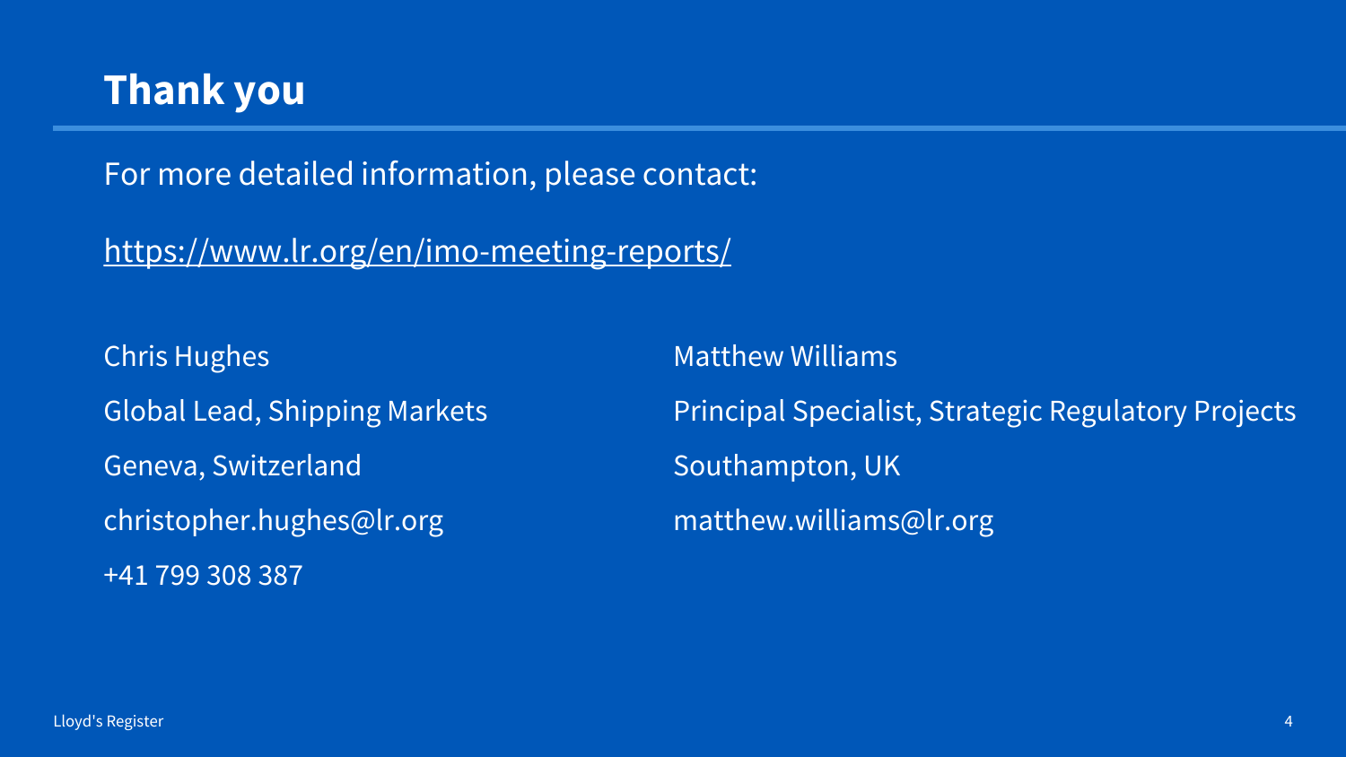# Thank you

For more detailed information, please contact:

https://www.lr.org/en/imo-meeting-reports/

Chris Hughes

Global Lead, Shipping Markets

Geneva, Switzerland

christopher.hughes@lr.org

+41 799 308 387

Matthew Williams

Principal Specialist, Strategic Regulatory Projects

Southampton, UK

matthew.williams@lr.org